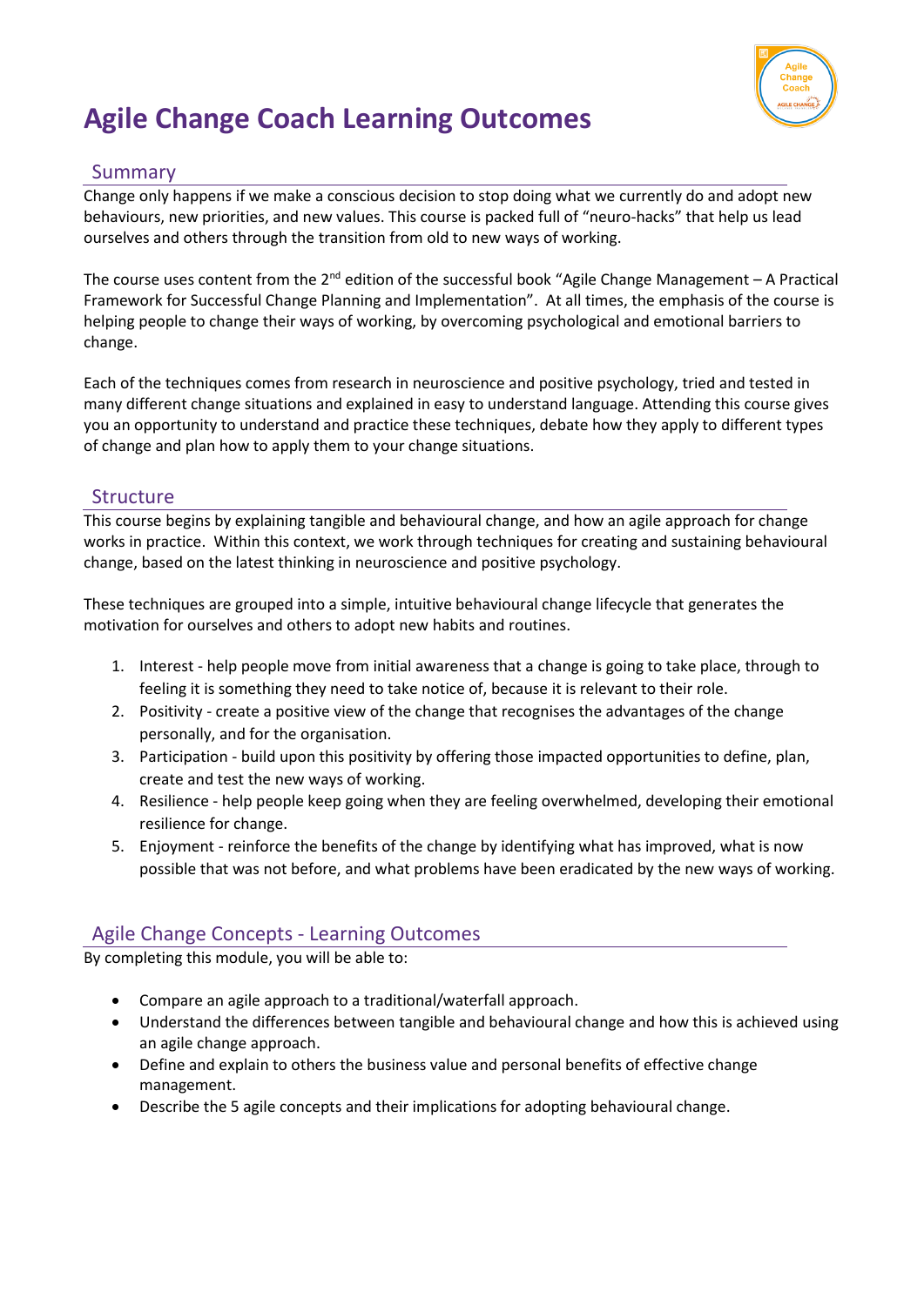# Agile Change Coach Learning Outcomes

## Summary

Change only happens if we make a conscious decision to stop doing what we currently do and adopt new behaviours, new priorities, and new values. This course is packed full of "neuro-hacks" that help us lead ourselves and others through the transition from old to new ways of working.

The course uses content from the 2nd edition of the successful book "Agile Change Management – A Practical Framework for Successful Change Planning and Implementation". At all times, the emphasis of the course is helping people to change their ways of working, by overcoming psychological and emotional barriers to change.

Each of the techniques comes from research in neuroscience and positive psychology, tried and tested in many different change situations and explained in easy to understand language. Attending this course gives you an opportunity to understand and practice these techniques, debate how they apply to different types of change and plan how to apply them to your change situations.

## Structure

This course begins by explaining tangible and behavioural change, and how an agile approach for change works in practice. Within this context, we work through techniques for creating and sustaining behavioural change, based on the latest thinking in neuroscience and positive psychology.

These techniques are grouped into a simple, intuitive behavioural change lifecycle that generates the motivation for ourselves and others to adopt new habits and routines.

1. Interest - help people move from initial awareness that a change is going to take place, through to feeling it is something they need to take notice of, because it is relevant to their role.
2. Positivity - create a positive view of the change that recognises the advantages of the change personally, and for the organisation.
3. Participation - build upon this positivity by offering those impacted opportunities to define, plan, create and test the new ways of working.
4. Resilience - help people keep going when they are feeling overwhelmed, developing their emotional resilience for change.
5. Enjoyment - reinforce the benefits of the change by identifying what has improved, what is now possible that was not before, and what problems have been eradicated by the new ways of working.

## Agile Change Concepts - Learning Outcomes

By completing this module, you will be able to:

- Compare an agile approach to a traditional/waterfall approach.
- Understand the differences between tangible and behavioural change and how this is achieved using an agile change approach.
- Define and explain to others the business value and personal benefits of effective change management.
- Describe the 5 agile concepts and their implications for adopting behavioural change.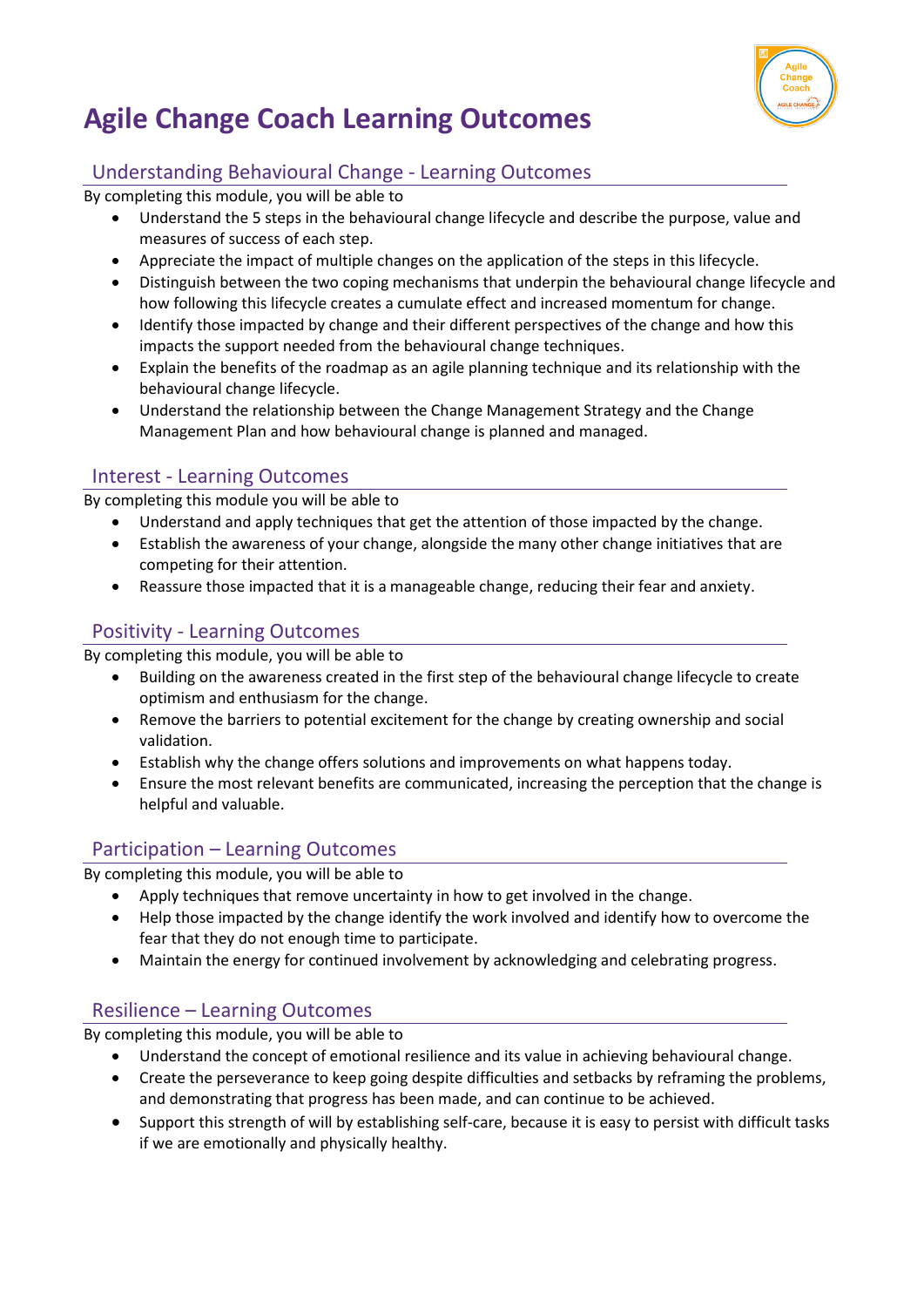# Agile Change Coach Learning Outcomes

## Understanding Behavioural Change - Learning Outcomes

By completing this module, you will be able to

- Understand the 5 steps in the behavioural change lifecycle and describe the purpose, value and measures of success of each step.
- Appreciate the impact of multiple changes on the application of the steps in this lifecycle.
- Distinguish between the two coping mechanisms that underpin the behavioural change lifecycle and how following this lifecycle creates a cumulate effect and increased momentum for change.
- Identify those impacted by change and their different perspectives of the change and how this impacts the support needed from the behavioural change techniques.
- Explain the benefits of the roadmap as an agile planning technique and its relationship with the behavioural change lifecycle.
- Understand the relationship between the Change Management Strategy and the Change Management Plan and how behavioural change is planned and managed.

## Interest - Learning Outcomes

By completing this module you will be able to

- Understand and apply techniques that get the attention of those impacted by the change.
- Establish the awareness of your change, alongside the many other change initiatives that are competing for their attention.
- Reassure those impacted that it is a manageable change, reducing their fear and anxiety.

## Positivity - Learning Outcomes

By completing this module, you will be able to

- Building on the awareness created in the first step of the behavioural change lifecycle to create optimism and enthusiasm for the change.
- Remove the barriers to potential excitement for the change by creating ownership and social validation.
- Establish why the change offers solutions and improvements on what happens today.
- Ensure the most relevant benefits are communicated, increasing the perception that the change is helpful and valuable.

## Participation – Learning Outcomes

By completing this module, you will be able to

- Apply techniques that remove uncertainty in how to get involved in the change.
- Help those impacted by the change identify the work involved and identify how to overcome the fear that they do not enough time to participate.
- Maintain the energy for continued involvement by acknowledging and celebrating progress.

## Resilience – Learning Outcomes

By completing this module, you will be able to

- Understand the concept of emotional resilience and its value in achieving behavioural change.
- Create the perseverance to keep going despite difficulties and setbacks by reframing the problems, and demonstrating that progress has been made, and can continue to be achieved.
- Support this strength of will by establishing self-care, because it is easy to persist with difficult tasks if we are emotionally and physically healthy.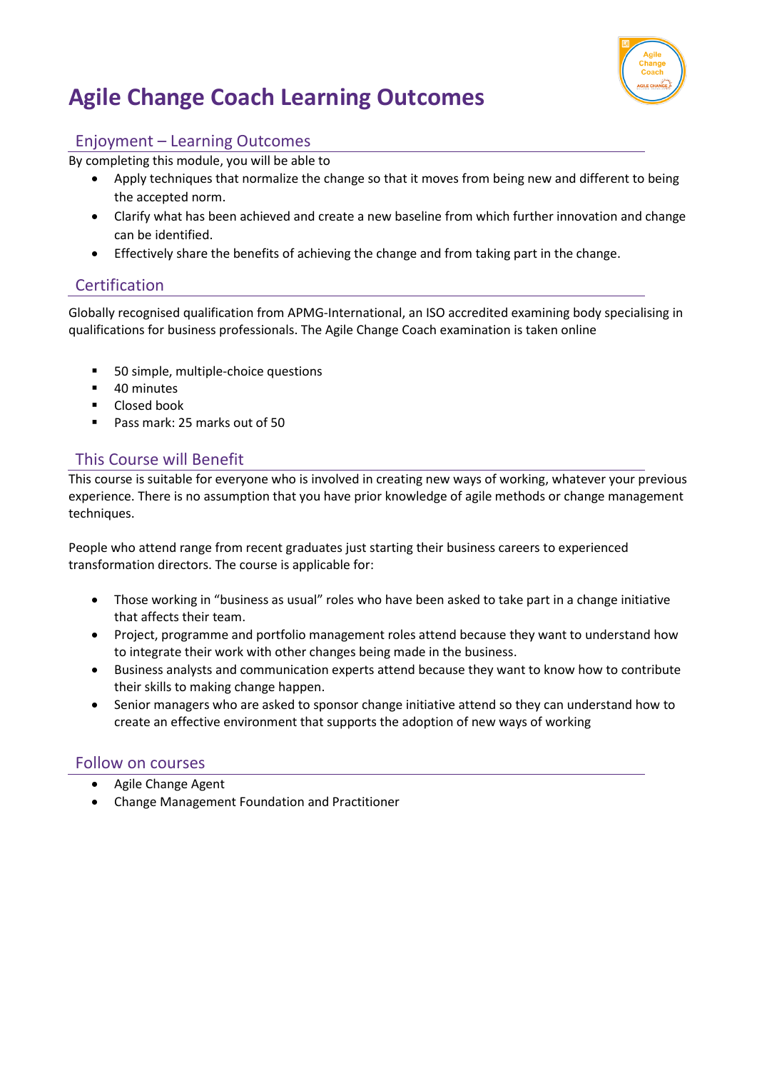# Agile Change Coach Learning Outcomes

## Enjoyment – Learning Outcomes

By completing this module, you will be able to

- Apply techniques that normalize the change so that it moves from being new and different to being the accepted norm.
- Clarify what has been achieved and create a new baseline from which further innovation and change can be identified.
- Effectively share the benefits of achieving the change and from taking part in the change.

## Certification

Globally recognised qualification from APMG-International, an ISO accredited examining body specialising in qualifications for business professionals. The Agile Change Coach examination is taken online

- 50 simple, multiple-choice questions
- 40 minutes
- Closed book
- Pass mark: 25 marks out of 50

## This Course will Benefit

This course is suitable for everyone who is involved in creating new ways of working, whatever your previous experience. There is no assumption that you have prior knowledge of agile methods or change management techniques.

People who attend range from recent graduates just starting their business careers to experienced transformation directors. The course is applicable for:

- Those working in "business as usual" roles who have been asked to take part in a change initiative that affects their team.
- Project, programme and portfolio management roles attend because they want to understand how to integrate their work with other changes being made in the business.
- Business analysts and communication experts attend because they want to know how to contribute their skills to making change happen.
- Senior managers who are asked to sponsor change initiative attend so they can understand how to create an effective environment that supports the adoption of new ways of working

## Follow on courses

- Agile Change Agent
- Change Management Foundation and Practitioner